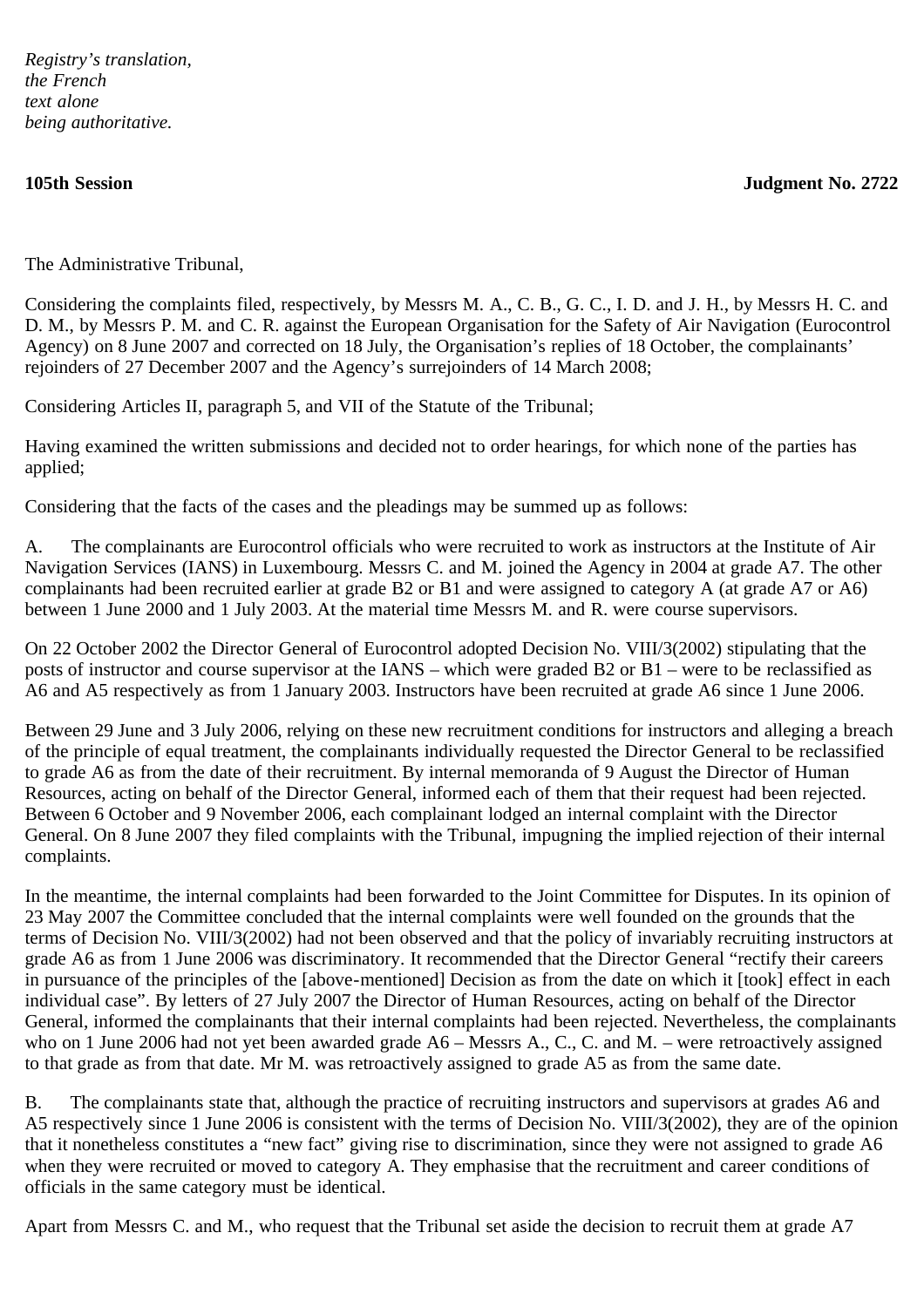*Registry's translation,*
*the French*
*text alone*
*being authoritative.*

**105th Session** **Judgment No. 2722**

The Administrative Tribunal,

Considering the complaints filed, respectively, by Messrs M. A., C. B., G. C., I. D. and J. H., by Messrs H. C. and D. M., by Messrs P. M. and C. R. against the European Organisation for the Safety of Air Navigation (Eurocontrol Agency) on 8 June 2007 and corrected on 18 July, the Organisation's replies of 18 October, the complainants' rejoinders of 27 December 2007 and the Agency's surrejoinders of 14 March 2008;

Considering Articles II, paragraph 5, and VII of the Statute of the Tribunal;

Having examined the written submissions and decided not to order hearings, for which none of the parties has applied;

Considering that the facts of the cases and the pleadings may be summed up as follows:

A. The complainants are Eurocontrol officials who were recruited to work as instructors at the Institute of Air Navigation Services (IANS) in Luxembourg. Messrs C. and M. joined the Agency in 2004 at grade A7. The other complainants had been recruited earlier at grade B2 or B1 and were assigned to category A (at grade A7 or A6) between 1 June 2000 and 1 July 2003. At the material time Messrs M. and R. were course supervisors.

On 22 October 2002 the Director General of Eurocontrol adopted Decision No. VIII/3(2002) stipulating that the posts of instructor and course supervisor at the IANS – which were graded B2 or B1 – were to be reclassified as A6 and A5 respectively as from 1 January 2003. Instructors have been recruited at grade A6 since 1 June 2006.

Between 29 June and 3 July 2006, relying on these new recruitment conditions for instructors and alleging a breach of the principle of equal treatment, the complainants individually requested the Director General to be reclassified to grade A6 as from the date of their recruitment. By internal memoranda of 9 August the Director of Human Resources, acting on behalf of the Director General, informed each of them that their request had been rejected. Between 6 October and 9 November 2006, each complainant lodged an internal complaint with the Director General. On 8 June 2007 they filed complaints with the Tribunal, impugning the implied rejection of their internal complaints.

In the meantime, the internal complaints had been forwarded to the Joint Committee for Disputes. In its opinion of 23 May 2007 the Committee concluded that the internal complaints were well founded on the grounds that the terms of Decision No. VIII/3(2002) had not been observed and that the policy of invariably recruiting instructors at grade A6 as from 1 June 2006 was discriminatory. It recommended that the Director General "rectify their careers in pursuance of the principles of the [above-mentioned] Decision as from the date on which it [took] effect in each individual case". By letters of 27 July 2007 the Director of Human Resources, acting on behalf of the Director General, informed the complainants that their internal complaints had been rejected. Nevertheless, the complainants who on 1 June 2006 had not yet been awarded grade A6 – Messrs A., C., C. and M. – were retroactively assigned to that grade as from that date. Mr M. was retroactively assigned to grade A5 as from the same date.

B. The complainants state that, although the practice of recruiting instructors and supervisors at grades A6 and A5 respectively since 1 June 2006 is consistent with the terms of Decision No. VIII/3(2002), they are of the opinion that it nonetheless constitutes a "new fact" giving rise to discrimination, since they were not assigned to grade A6 when they were recruited or moved to category A. They emphasise that the recruitment and career conditions of officials in the same category must be identical.

Apart from Messrs C. and M., who request that the Tribunal set aside the decision to recruit them at grade A7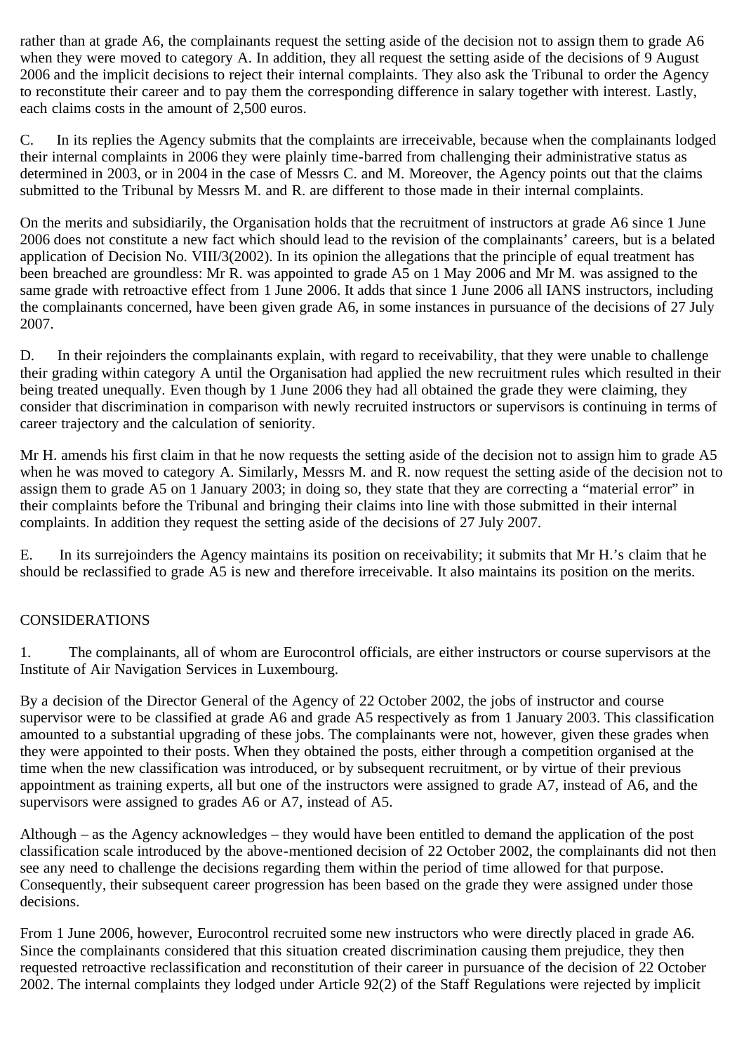rather than at grade A6, the complainants request the setting aside of the decision not to assign them to grade A6 when they were moved to category A. In addition, they all request the setting aside of the decisions of 9 August 2006 and the implicit decisions to reject their internal complaints. They also ask the Tribunal to order the Agency to reconstitute their career and to pay them the corresponding difference in salary together with interest. Lastly, each claims costs in the amount of 2,500 euros.

C. In its replies the Agency submits that the complaints are irreceivable, because when the complainants lodged their internal complaints in 2006 they were plainly time-barred from challenging their administrative status as determined in 2003, or in 2004 in the case of Messrs C. and M. Moreover, the Agency points out that the claims submitted to the Tribunal by Messrs M. and R. are different to those made in their internal complaints.

On the merits and subsidiarily, the Organisation holds that the recruitment of instructors at grade A6 since 1 June 2006 does not constitute a new fact which should lead to the revision of the complainants' careers, but is a belated application of Decision No. VIII/3(2002). In its opinion the allegations that the principle of equal treatment has been breached are groundless: Mr R. was appointed to grade A5 on 1 May 2006 and Mr M. was assigned to the same grade with retroactive effect from 1 June 2006. It adds that since 1 June 2006 all IANS instructors, including the complainants concerned, have been given grade A6, in some instances in pursuance of the decisions of 27 July 2007.

D. In their rejoinders the complainants explain, with regard to receivability, that they were unable to challenge their grading within category A until the Organisation had applied the new recruitment rules which resulted in their being treated unequally. Even though by 1 June 2006 they had all obtained the grade they were claiming, they consider that discrimination in comparison with newly recruited instructors or supervisors is continuing in terms of career trajectory and the calculation of seniority.

Mr H. amends his first claim in that he now requests the setting aside of the decision not to assign him to grade A5 when he was moved to category A. Similarly, Messrs M. and R. now request the setting aside of the decision not to assign them to grade A5 on 1 January 2003; in doing so, they state that they are correcting a "material error" in their complaints before the Tribunal and bringing their claims into line with those submitted in their internal complaints. In addition they request the setting aside of the decisions of 27 July 2007.

E. In its surrejoinders the Agency maintains its position on receivability; it submits that Mr H.'s claim that he should be reclassified to grade A5 is new and therefore irreceivable. It also maintains its position on the merits.

## CONSIDERATIONS

1. The complainants, all of whom are Eurocontrol officials, are either instructors or course supervisors at the Institute of Air Navigation Services in Luxembourg.

By a decision of the Director General of the Agency of 22 October 2002, the jobs of instructor and course supervisor were to be classified at grade A6 and grade A5 respectively as from 1 January 2003. This classification amounted to a substantial upgrading of these jobs. The complainants were not, however, given these grades when they were appointed to their posts. When they obtained the posts, either through a competition organised at the time when the new classification was introduced, or by subsequent recruitment, or by virtue of their previous appointment as training experts, all but one of the instructors were assigned to grade A7, instead of A6, and the supervisors were assigned to grades A6 or A7, instead of A5.

Although – as the Agency acknowledges – they would have been entitled to demand the application of the post classification scale introduced by the above-mentioned decision of 22 October 2002, the complainants did not then see any need to challenge the decisions regarding them within the period of time allowed for that purpose. Consequently, their subsequent career progression has been based on the grade they were assigned under those decisions.

From 1 June 2006, however, Eurocontrol recruited some new instructors who were directly placed in grade A6. Since the complainants considered that this situation created discrimination causing them prejudice, they then requested retroactive reclassification and reconstitution of their career in pursuance of the decision of 22 October 2002. The internal complaints they lodged under Article 92(2) of the Staff Regulations were rejected by implicit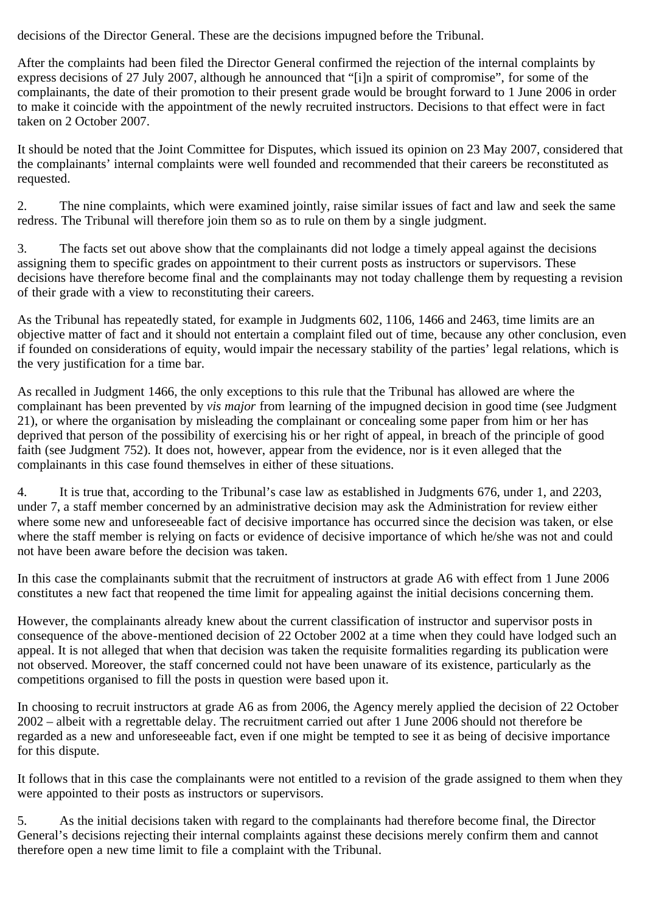decisions of the Director General. These are the decisions impugned before the Tribunal.

After the complaints had been filed the Director General confirmed the rejection of the internal complaints by express decisions of 27 July 2007, although he announced that "[i]n a spirit of compromise", for some of the complainants, the date of their promotion to their present grade would be brought forward to 1 June 2006 in order to make it coincide with the appointment of the newly recruited instructors. Decisions to that effect were in fact taken on 2 October 2007.

It should be noted that the Joint Committee for Disputes, which issued its opinion on 23 May 2007, considered that the complainants' internal complaints were well founded and recommended that their careers be reconstituted as requested.

2. The nine complaints, which were examined jointly, raise similar issues of fact and law and seek the same redress. The Tribunal will therefore join them so as to rule on them by a single judgment.

3. The facts set out above show that the complainants did not lodge a timely appeal against the decisions assigning them to specific grades on appointment to their current posts as instructors or supervisors. These decisions have therefore become final and the complainants may not today challenge them by requesting a revision of their grade with a view to reconstituting their careers.

As the Tribunal has repeatedly stated, for example in Judgments 602, 1106, 1466 and 2463, time limits are an objective matter of fact and it should not entertain a complaint filed out of time, because any other conclusion, even if founded on considerations of equity, would impair the necessary stability of the parties' legal relations, which is the very justification for a time bar.

As recalled in Judgment 1466, the only exceptions to this rule that the Tribunal has allowed are where the complainant has been prevented by *vis major* from learning of the impugned decision in good time (see Judgment 21), or where the organisation by misleading the complainant or concealing some paper from him or her has deprived that person of the possibility of exercising his or her right of appeal, in breach of the principle of good faith (see Judgment 752). It does not, however, appear from the evidence, nor is it even alleged that the complainants in this case found themselves in either of these situations.

4. It is true that, according to the Tribunal's case law as established in Judgments 676, under 1, and 2203, under 7, a staff member concerned by an administrative decision may ask the Administration for review either where some new and unforeseeable fact of decisive importance has occurred since the decision was taken, or else where the staff member is relying on facts or evidence of decisive importance of which he/she was not and could not have been aware before the decision was taken.

In this case the complainants submit that the recruitment of instructors at grade A6 with effect from 1 June 2006 constitutes a new fact that reopened the time limit for appealing against the initial decisions concerning them.

However, the complainants already knew about the current classification of instructor and supervisor posts in consequence of the above-mentioned decision of 22 October 2002 at a time when they could have lodged such an appeal. It is not alleged that when that decision was taken the requisite formalities regarding its publication were not observed. Moreover, the staff concerned could not have been unaware of its existence, particularly as the competitions organised to fill the posts in question were based upon it.

In choosing to recruit instructors at grade A6 as from 2006, the Agency merely applied the decision of 22 October 2002 – albeit with a regrettable delay. The recruitment carried out after 1 June 2006 should not therefore be regarded as a new and unforeseeable fact, even if one might be tempted to see it as being of decisive importance for this dispute.

It follows that in this case the complainants were not entitled to a revision of the grade assigned to them when they were appointed to their posts as instructors or supervisors.

5. As the initial decisions taken with regard to the complainants had therefore become final, the Director General's decisions rejecting their internal complaints against these decisions merely confirm them and cannot therefore open a new time limit to file a complaint with the Tribunal.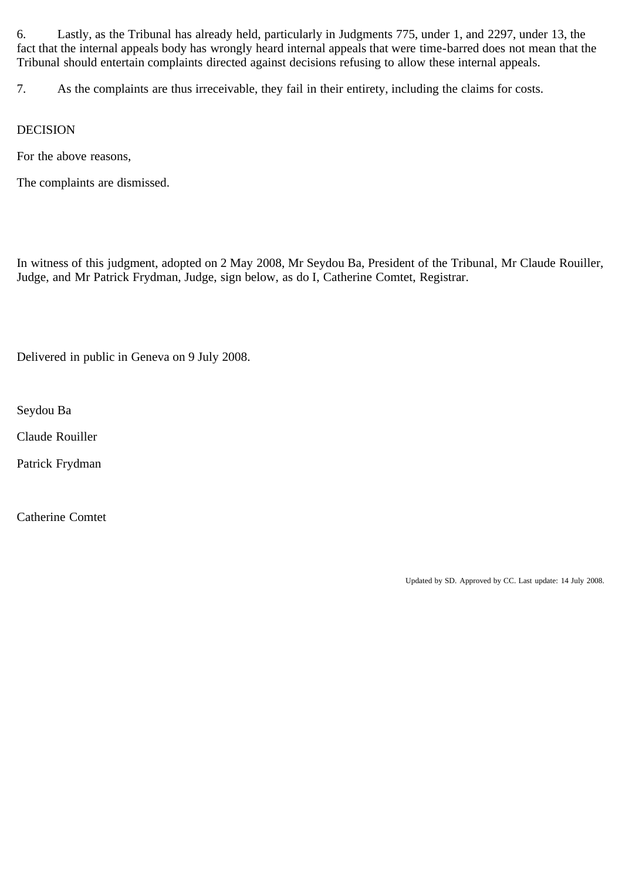6. Lastly, as the Tribunal has already held, particularly in Judgments 775, under 1, and 2297, under 13, the fact that the internal appeals body has wrongly heard internal appeals that were time-barred does not mean that the Tribunal should entertain complaints directed against decisions refusing to allow these internal appeals.

7. As the complaints are thus irreceivable, they fail in their entirety, including the claims for costs.

DECISION

For the above reasons,

The complaints are dismissed.

In witness of this judgment, adopted on 2 May 2008, Mr Seydou Ba, President of the Tribunal, Mr Claude Rouiller, Judge, and Mr Patrick Frydman, Judge, sign below, as do I, Catherine Comtet, Registrar.

Delivered in public in Geneva on 9 July 2008.

Seydou Ba

Claude Rouiller

Patrick Frydman

Catherine Comtet

Updated by SD. Approved by CC. Last update: 14 July 2008.